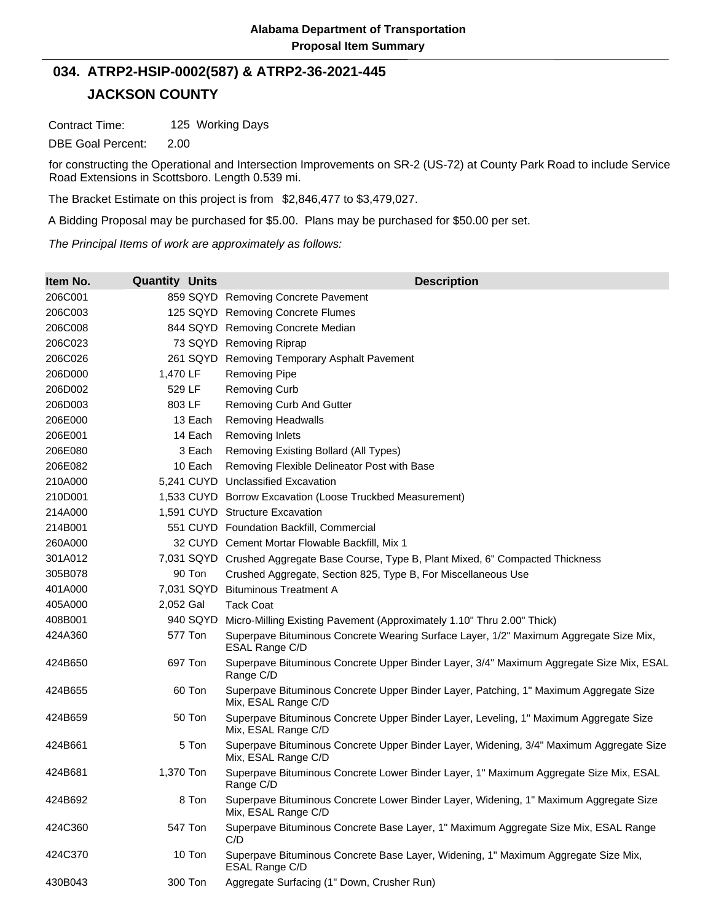**Alabama Department of Transportation**
**Proposal Item Summary**

## 034. ATRP2-HSIP-0002(587) & ATRP2-36-2021-445

## JACKSON COUNTY

Contract Time: 125 Working Days

DBE Goal Percent: 2.00

for constructing the Operational and Intersection Improvements on SR-2 (US-72) at County Park Road to include Service Road Extensions in Scottsboro. Length 0.539 mi.

The Bracket Estimate on this project is from $2,846,477 to $3,479,027.

A Bidding Proposal may be purchased for $5.00. Plans may be purchased for $50.00 per set.

*The Principal Items of work are approximately as follows:*

| Item No. | Quantity | Units | Description |
|---|---|---|---|
| 206C001 | 859 | SQYD | Removing Concrete Pavement |
| 206C003 | 125 | SQYD | Removing Concrete Flumes |
| 206C008 | 844 | SQYD | Removing Concrete Median |
| 206C023 | 73 | SQYD | Removing Riprap |
| 206C026 | 261 | SQYD | Removing Temporary Asphalt Pavement |
| 206D000 | 1,470 | LF | Removing Pipe |
| 206D002 | 529 | LF | Removing Curb |
| 206D003 | 803 | LF | Removing Curb And Gutter |
| 206E000 | 13 | Each | Removing Headwalls |
| 206E001 | 14 | Each | Removing Inlets |
| 206E080 | 3 | Each | Removing Existing Bollard (All Types) |
| 206E082 | 10 | Each | Removing Flexible Delineator Post with Base |
| 210A000 | 5,241 | CUYD | Unclassified Excavation |
| 210D001 | 1,533 | CUYD | Borrow Excavation (Loose Truckbed Measurement) |
| 214A000 | 1,591 | CUYD | Structure Excavation |
| 214B001 | 551 | CUYD | Foundation Backfill, Commercial |
| 260A000 | 32 | CUYD | Cement Mortar Flowable Backfill, Mix 1 |
| 301A012 | 7,031 | SQYD | Crushed Aggregate Base Course, Type B, Plant Mixed, 6" Compacted Thickness |
| 305B078 | 90 | Ton | Crushed Aggregate, Section 825, Type B, For Miscellaneous Use |
| 401A000 | 7,031 | SQYD | Bituminous Treatment A |
| 405A000 | 2,052 | Gal | Tack Coat |
| 408B001 | 940 | SQYD | Micro-Milling Existing Pavement (Approximately 1.10" Thru 2.00" Thick) |
| 424A360 | 577 | Ton | Superpave Bituminous Concrete Wearing Surface Layer, 1/2" Maximum Aggregate Size Mix, ESAL Range C/D |
| 424B650 | 697 | Ton | Superpave Bituminous Concrete Upper Binder Layer, 3/4" Maximum Aggregate Size Mix, ESAL Range C/D |
| 424B655 | 60 | Ton | Superpave Bituminous Concrete Upper Binder Layer, Patching, 1" Maximum Aggregate Size Mix, ESAL Range C/D |
| 424B659 | 50 | Ton | Superpave Bituminous Concrete Upper Binder Layer, Leveling, 1" Maximum Aggregate Size Mix, ESAL Range C/D |
| 424B661 | 5 | Ton | Superpave Bituminous Concrete Upper Binder Layer, Widening, 3/4" Maximum Aggregate Size Mix, ESAL Range C/D |
| 424B681 | 1,370 | Ton | Superpave Bituminous Concrete Lower Binder Layer, 1" Maximum Aggregate Size Mix, ESAL Range C/D |
| 424B692 | 8 | Ton | Superpave Bituminous Concrete Lower Binder Layer, Widening, 1" Maximum Aggregate Size Mix, ESAL Range C/D |
| 424C360 | 547 | Ton | Superpave Bituminous Concrete Base Layer, 1" Maximum Aggregate Size Mix, ESAL Range C/D |
| 424C370 | 10 | Ton | Superpave Bituminous Concrete Base Layer, Widening, 1" Maximum Aggregate Size Mix, ESAL Range C/D |
| 430B043 | 300 | Ton | Aggregate Surfacing (1" Down, Crusher Run) |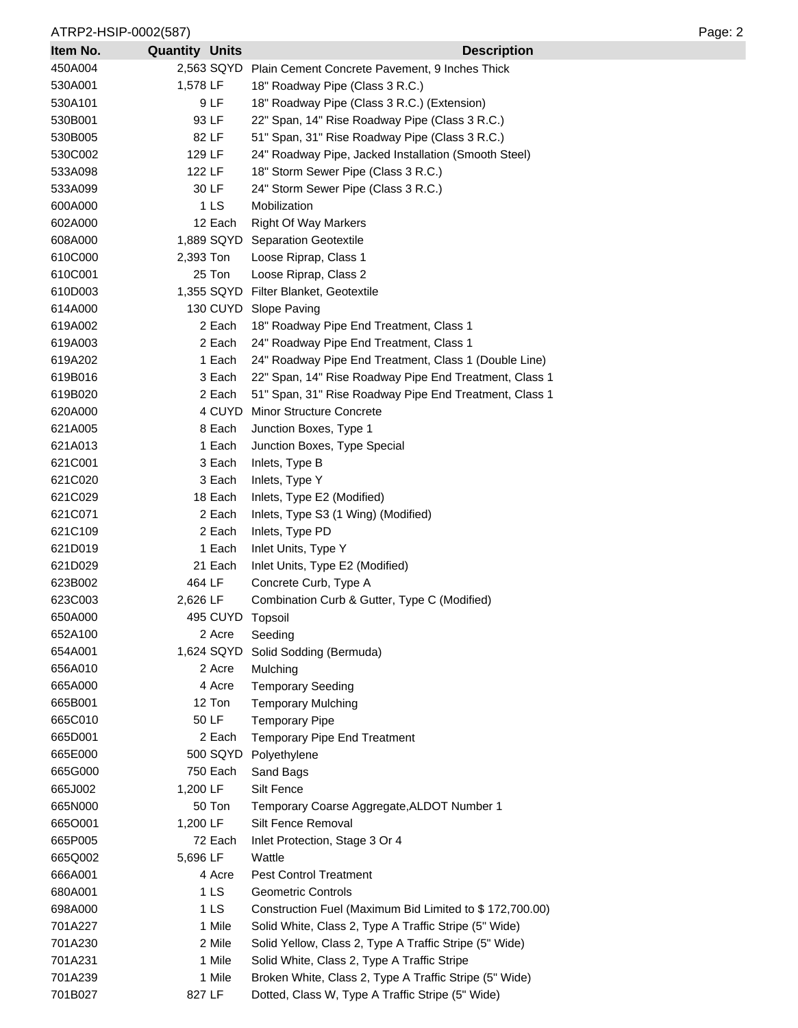| Item No. | Quantity | Units | Description |
|---|---|---|---|
| 450A004 | 2,563 | SQYD | Plain Cement Concrete Pavement, 9 Inches Thick |
| 530A001 | 1,578 | LF | 18" Roadway Pipe (Class 3 R.C.) |
| 530A101 | 9 | LF | 18" Roadway Pipe (Class 3 R.C.) (Extension) |
| 530B001 | 93 | LF | 22" Span, 14" Rise Roadway Pipe (Class 3 R.C.) |
| 530B005 | 82 | LF | 51" Span, 31" Rise Roadway Pipe (Class 3 R.C.) |
| 530C002 | 129 | LF | 24" Roadway Pipe, Jacked Installation (Smooth Steel) |
| 533A098 | 122 | LF | 18" Storm Sewer Pipe (Class 3 R.C.) |
| 533A099 | 30 | LF | 24" Storm Sewer Pipe (Class 3 R.C.) |
| 600A000 | 1 | LS | Mobilization |
| 602A000 | 12 | Each | Right Of Way Markers |
| 608A000 | 1,889 | SQYD | Separation Geotextile |
| 610C000 | 2,393 | Ton | Loose Riprap, Class 1 |
| 610C001 | 25 | Ton | Loose Riprap, Class 2 |
| 610D003 | 1,355 | SQYD | Filter Blanket, Geotextile |
| 614A000 | 130 | CUYD | Slope Paving |
| 619A002 | 2 | Each | 18" Roadway Pipe End Treatment, Class 1 |
| 619A003 | 2 | Each | 24" Roadway Pipe End Treatment, Class 1 |
| 619A202 | 1 | Each | 24" Roadway Pipe End Treatment, Class 1 (Double Line) |
| 619B016 | 3 | Each | 22" Span, 14" Rise Roadway Pipe End Treatment, Class 1 |
| 619B020 | 2 | Each | 51" Span, 31" Rise Roadway Pipe End Treatment, Class 1 |
| 620A000 | 4 | CUYD | Minor Structure Concrete |
| 621A005 | 8 | Each | Junction Boxes, Type 1 |
| 621A013 | 1 | Each | Junction Boxes, Type Special |
| 621C001 | 3 | Each | Inlets, Type B |
| 621C020 | 3 | Each | Inlets, Type Y |
| 621C029 | 18 | Each | Inlets, Type E2 (Modified) |
| 621C071 | 2 | Each | Inlets, Type S3 (1 Wing) (Modified) |
| 621C109 | 2 | Each | Inlets, Type PD |
| 621D019 | 1 | Each | Inlet Units, Type Y |
| 621D029 | 21 | Each | Inlet Units, Type E2 (Modified) |
| 623B002 | 464 | LF | Concrete Curb, Type A |
| 623C003 | 2,626 | LF | Combination Curb & Gutter, Type C (Modified) |
| 650A000 | 495 | CUYD | Topsoil |
| 652A100 | 2 | Acre | Seeding |
| 654A001 | 1,624 | SQYD | Solid Sodding (Bermuda) |
| 656A010 | 2 | Acre | Mulching |
| 665A000 | 4 | Acre | Temporary Seeding |
| 665B001 | 12 | Ton | Temporary Mulching |
| 665C010 | 50 | LF | Temporary Pipe |
| 665D001 | 2 | Each | Temporary Pipe End Treatment |
| 665E000 | 500 | SQYD | Polyethylene |
| 665G000 | 750 | Each | Sand Bags |
| 665J002 | 1,200 | LF | Silt Fence |
| 665N000 | 50 | Ton | Temporary Coarse Aggregate,ALDOT Number 1 |
| 665O001 | 1,200 | LF | Silt Fence Removal |
| 665P005 | 72 | Each | Inlet Protection, Stage 3 Or 4 |
| 665Q002 | 5,696 | LF | Wattle |
| 666A001 | 4 | Acre | Pest Control Treatment |
| 680A001 | 1 | LS | Geometric Controls |
| 698A000 | 1 | LS | Construction Fuel (Maximum Bid Limited to $ 172,700.00) |
| 701A227 | 1 | Mile | Solid White, Class 2, Type A Traffic Stripe (5" Wide) |
| 701A230 | 2 | Mile | Solid Yellow, Class 2, Type A Traffic Stripe (5" Wide) |
| 701A231 | 1 | Mile | Solid White, Class 2, Type A Traffic Stripe |
| 701A239 | 1 | Mile | Broken White, Class 2, Type A Traffic Stripe (5" Wide) |
| 701B027 | 827 | LF | Dotted, Class W, Type A Traffic Stripe (5" Wide) |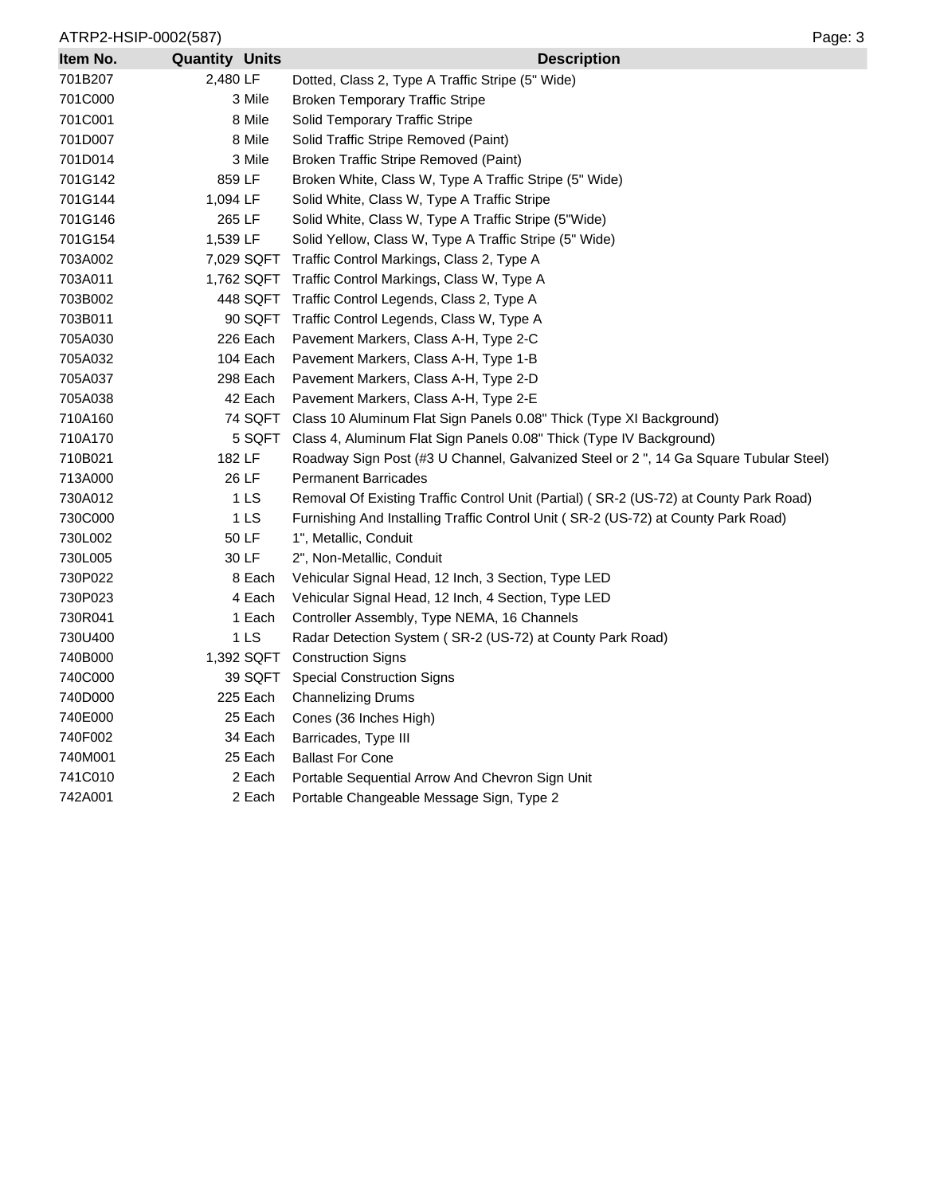| Item No. | Quantity | Units | Description |
|---|---|---|---|
| 701B207 | 2,480 | LF | Dotted, Class 2, Type A Traffic Stripe (5" Wide) |
| 701C000 | 3 | Mile | Broken Temporary Traffic Stripe |
| 701C001 | 8 | Mile | Solid Temporary Traffic Stripe |
| 701D007 | 8 | Mile | Solid Traffic Stripe Removed (Paint) |
| 701D014 | 3 | Mile | Broken Traffic Stripe Removed (Paint) |
| 701G142 | 859 | LF | Broken White, Class W, Type A Traffic Stripe (5" Wide) |
| 701G144 | 1,094 | LF | Solid White, Class W, Type A Traffic Stripe |
| 701G146 | 265 | LF | Solid White, Class W, Type A Traffic Stripe (5"Wide) |
| 701G154 | 1,539 | LF | Solid Yellow, Class W, Type A Traffic Stripe (5" Wide) |
| 703A002 | 7,029 | SQFT | Traffic Control Markings, Class 2, Type A |
| 703A011 | 1,762 | SQFT | Traffic Control Markings, Class W, Type A |
| 703B002 | 448 | SQFT | Traffic Control Legends, Class 2, Type A |
| 703B011 | 90 | SQFT | Traffic Control Legends, Class W, Type A |
| 705A030 | 226 | Each | Pavement Markers, Class A-H, Type 2-C |
| 705A032 | 104 | Each | Pavement Markers, Class A-H, Type 1-B |
| 705A037 | 298 | Each | Pavement Markers, Class A-H, Type 2-D |
| 705A038 | 42 | Each | Pavement Markers, Class A-H, Type 2-E |
| 710A160 | 74 | SQFT | Class 10 Aluminum Flat Sign Panels 0.08" Thick (Type XI Background) |
| 710A170 | 5 | SQFT | Class 4, Aluminum Flat Sign Panels 0.08" Thick (Type IV Background) |
| 710B021 | 182 | LF | Roadway Sign Post (#3 U Channel, Galvanized Steel or 2 ", 14 Ga Square Tubular Steel) |
| 713A000 | 26 | LF | Permanent Barricades |
| 730A012 | 1 | LS | Removal Of Existing Traffic Control Unit (Partial) ( SR-2 (US-72) at County Park Road) |
| 730C000 | 1 | LS | Furnishing And Installing Traffic Control Unit ( SR-2 (US-72) at County Park Road) |
| 730L002 | 50 | LF | 1", Metallic, Conduit |
| 730L005 | 30 | LF | 2", Non-Metallic, Conduit |
| 730P022 | 8 | Each | Vehicular Signal Head, 12 Inch, 3 Section, Type LED |
| 730P023 | 4 | Each | Vehicular Signal Head, 12 Inch, 4 Section, Type LED |
| 730R041 | 1 | Each | Controller Assembly, Type NEMA, 16 Channels |
| 730U400 | 1 | LS | Radar Detection System ( SR-2 (US-72) at County Park Road) |
| 740B000 | 1,392 | SQFT | Construction Signs |
| 740C000 | 39 | SQFT | Special Construction Signs |
| 740D000 | 225 | Each | Channelizing Drums |
| 740E000 | 25 | Each | Cones (36 Inches High) |
| 740F002 | 34 | Each | Barricades, Type III |
| 740M001 | 25 | Each | Ballast For Cone |
| 741C010 | 2 | Each | Portable Sequential Arrow And Chevron Sign Unit |
| 742A001 | 2 | Each | Portable Changeable Message Sign, Type 2 |